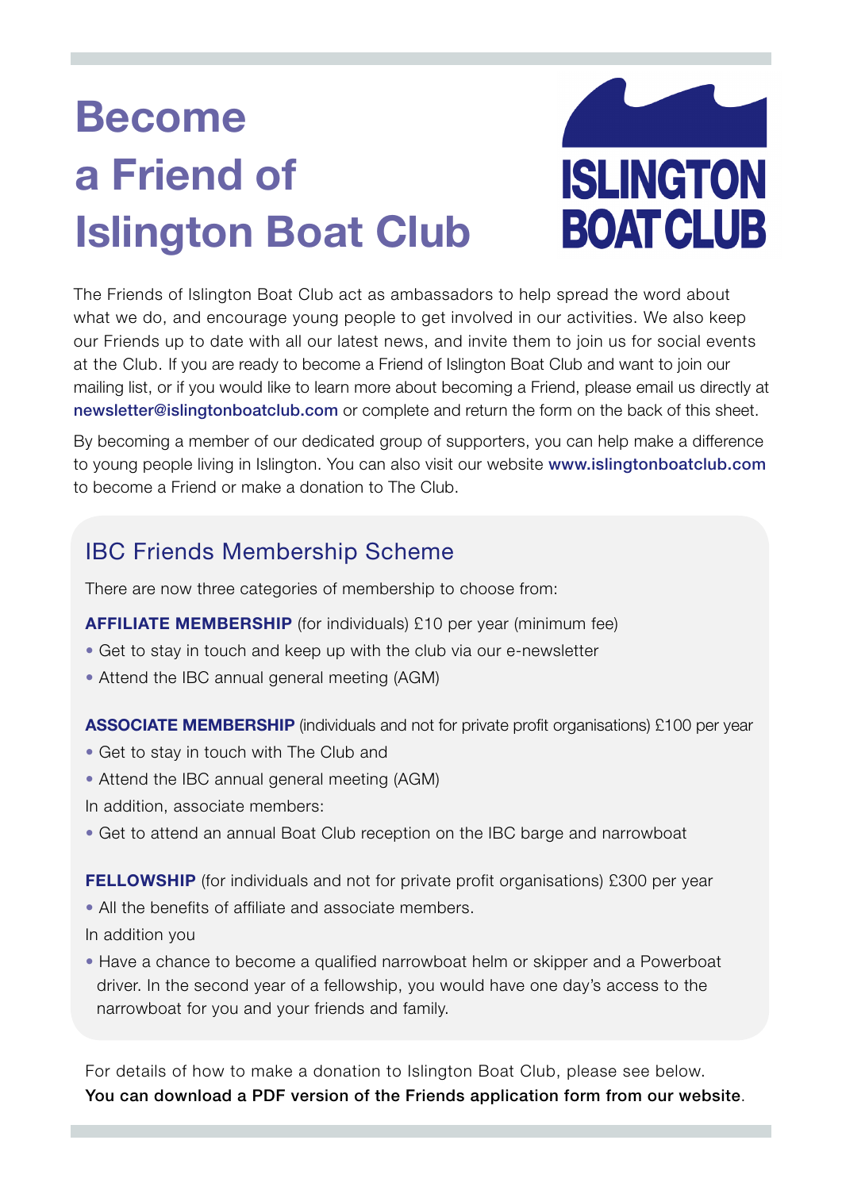# Become a Friend of Islington Boat Club

ISLINGTON BOAT CLUB

The Friends of Islington Boat Club act as ambassadors to help spread the word about what we do, and encourage young people to get involved in our activities. We also keep our Friends up to date with all our latest news, and invite them to join us for social events at the Club. If you are ready to become a Friend of Islington Boat Club and want to join our mailing list, or if you would like to learn more about becoming a Friend, please email us directly at **newsletter@islingtonboatclub.com** or complete and return the form on the back of this sheet.

By becoming a member of our dedicated group of supporters, you can help make a difference to young people living in Islington. You can also visit our website **www.islingtonboatclub.com** to become a Friend or make a donation to The Club.

## IBC Friends Membership Scheme

There are now three categories of membership to choose from:

**AFFILIATE MEMBERSHIP** (for individuals) £10 per year (minimum fee)

- Get to stay in touch and keep up with the club via our e-newsletter
- Attend the IBC annual general meeting (AGM)

**ASSOCIATE MEMBERSHIP** (individuals and not for private profit organisations) £100 per year

- Get to stay in touch with The Club and
- Attend the IBC annual general meeting (AGM)

In addition, associate members:

- Get to attend an annual Boat Club reception on the IBC barge and narrowboat

**FELLOWSHIP** (for individuals and not for private profit organisations) £300 per year

- All the benefits of affiliate and associate members.

In addition you

- Have a chance to become a qualified narrowboat helm or skipper and a Powerboat driver. In the second year of a fellowship, you would have one day's access to the narrowboat for you and your friends and family.

For details of how to make a donation to Islington Boat Club, please see below.
**You can download a PDF version of the Friends application form from our website**.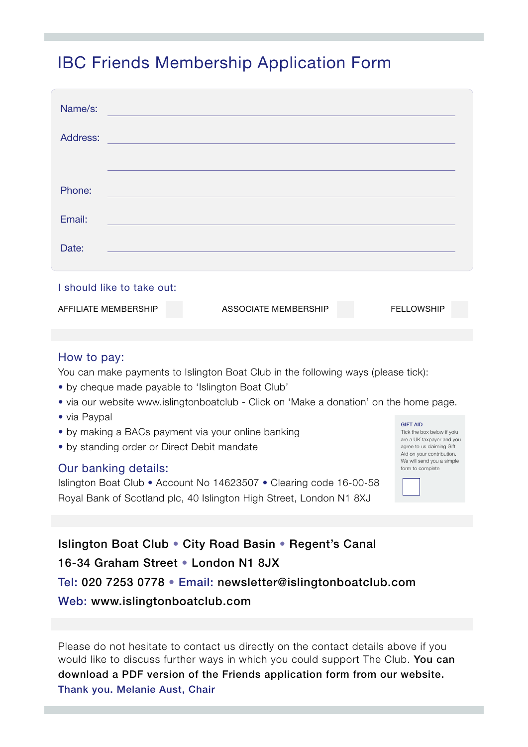# IBC Friends Membership Application Form

Name/s: ______________________________

Address: ______________________________

______________________________

Phone: ______________________________

Email: ______________________________

Date: ______________________________

I should like to take out:

AFFILIATE MEMBERSHIP ☐ ASSOCIATE MEMBERSHIP ☐ FELLOWSHIP ☐

## How to pay:

You can make payments to Islington Boat Club in the following ways (please tick):

- by cheque made payable to 'Islington Boat Club'
- via our website www.islingtonboatclub - Click on 'Make a donation' on the home page.
- via Paypal
- by making a BACs payment via your online banking
- by standing order or Direct Debit mandate

**GIFT AID**

Tick the box below if yoiu are a UK taxpayer and you agree to us claiming Gift Aid on your contribution. We will send you a simple form to complete

☐

## Our banking details:

Islington Boat Club • Account No 14623507 • Clearing code 16-00-58

Royal Bank of Scotland plc, 40 Islington High Street, London N1 8XJ

**Islington Boat Club • City Road Basin • Regent's Canal**

**16-34 Graham Street • London N1 8JX**

**Tel: 020 7253 0778 • Email: newsletter@islingtonboatclub.com**

**Web: www.islingtonboatclub.com**

Please do not hesitate to contact us directly on the contact details above if you would like to discuss further ways in which you could support The Club. **You can download a PDF version of the Friends application form from our website.**

**Thank you. Melanie Aust, Chair**